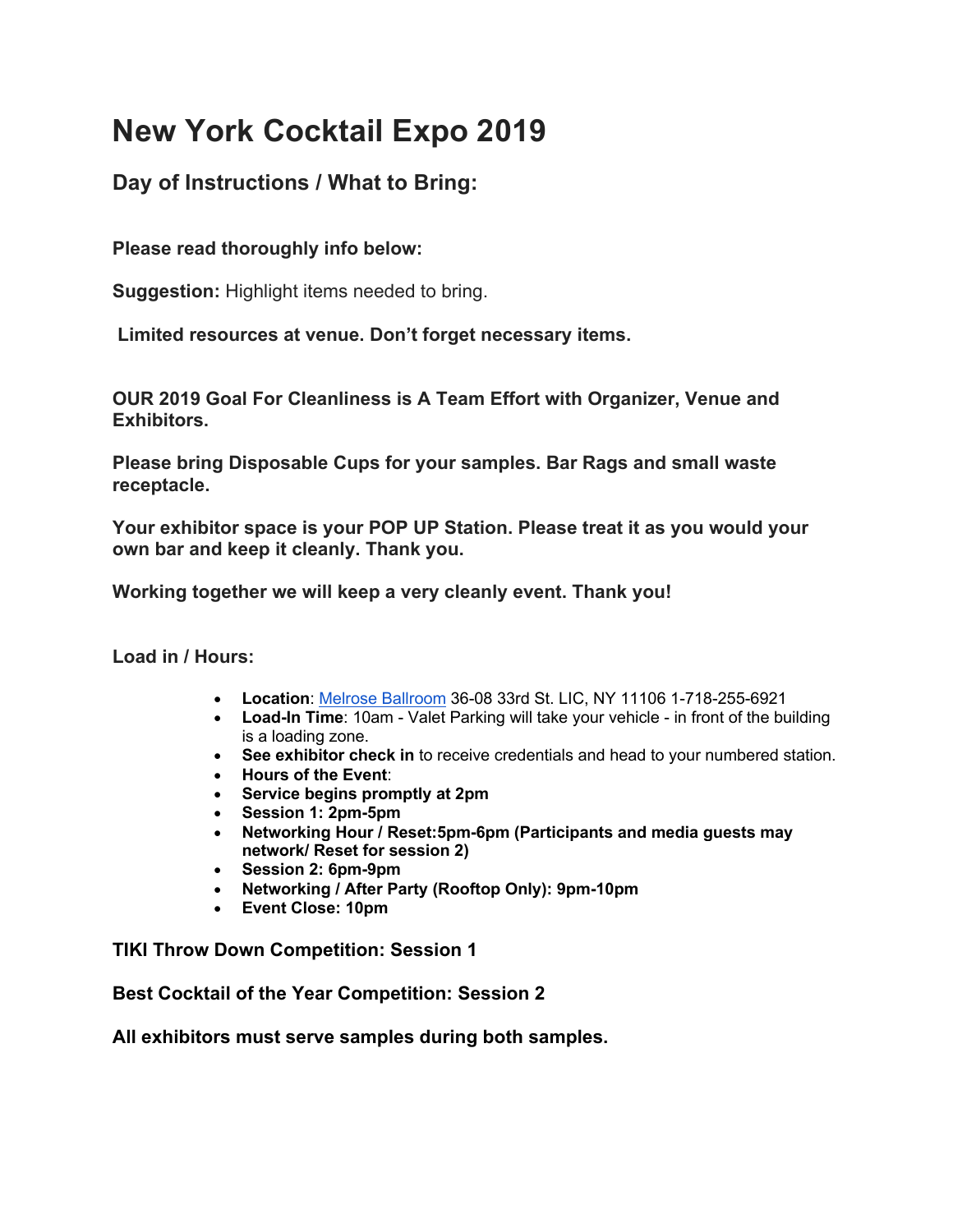# New York Cocktail Expo 2019

## Day of Instructions / What to Bring:

**Please read thoroughly info below:**

**Suggestion:** Highlight items needed to bring.

**Limited resources at venue. Don't forget necessary items.**

**OUR 2019 Goal For Cleanliness is A Team Effort with Organizer, Venue and Exhibitors.**

**Please bring Disposable Cups for your samples. Bar Rags and small waste receptacle.**

**Your exhibitor space is your POP UP Station. Please treat it as you would your own bar and keep it cleanly. Thank you.**

**Working together we will keep a very cleanly event. Thank you!**

**Load in / Hours:**

- **Location**: Melrose Ballroom 36-08 33rd St. LIC, NY 11106 1-718-255-6921
- **Load-In Time**: 10am - Valet Parking will take your vehicle - in front of the building is a loading zone.
- **See exhibitor check in** to receive credentials and head to your numbered station.
- **Hours of the Event**:
- **Service begins promptly at 2pm**
- **Session 1: 2pm-5pm**
- **Networking Hour / Reset:5pm-6pm (Participants and media guests may network/ Reset for session 2)**
- **Session 2: 6pm-9pm**
- **Networking / After Party (Rooftop Only): 9pm-10pm**
- **Event Close: 10pm**

**TIKI Throw Down Competition: Session 1**

**Best Cocktail of the Year Competition: Session 2**

**All exhibitors must serve samples during both samples.**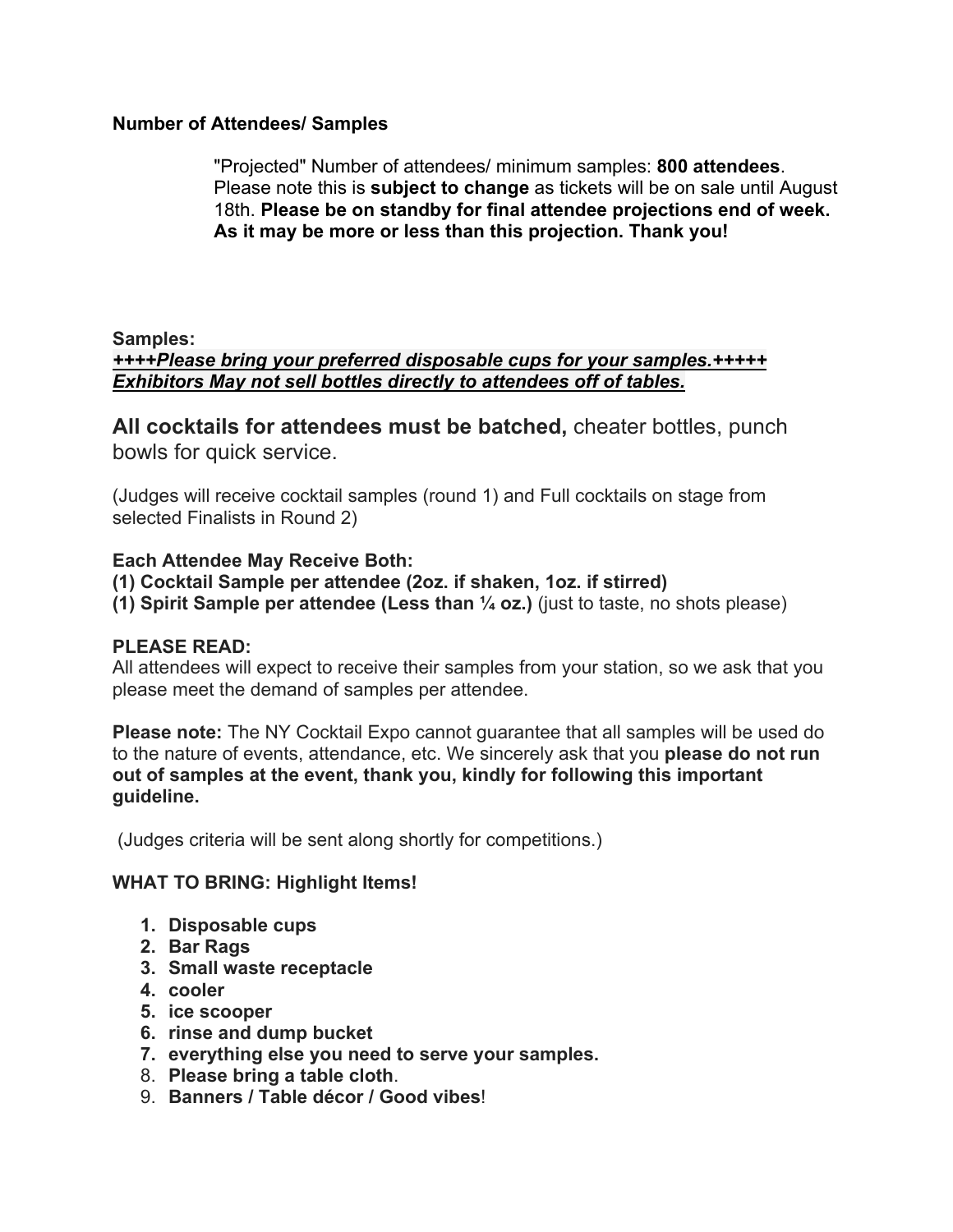**Number of Attendees/ Samples**

"Projected" Number of attendees/ minimum samples: **800 attendees**. Please note this is **subject to change** as tickets will be on sale until August 18th. **Please be on standby for final attendee projections end of week. As it may be more or less than this projection. Thank you!**

**Samples:**
***++++Please bring your preferred disposable cups for your samples.+++++***
***Exhibitors May not sell bottles directly to attendees off of tables.***

**All cocktails for attendees must be batched,** cheater bottles, punch bowls for quick service.

(Judges will receive cocktail samples (round 1) and Full cocktails on stage from selected Finalists in Round 2)

**Each Attendee May Receive Both:**
**(1) Cocktail Sample per attendee (2oz. if shaken, 1oz. if stirred)**
**(1) Spirit Sample per attendee (Less than ¼ oz.)** (just to taste, no shots please)

**PLEASE READ:**
All attendees will expect to receive their samples from your station, so we ask that you please meet the demand of samples per attendee.

**Please note:** The NY Cocktail Expo cannot guarantee that all samples will be used do to the nature of events, attendance, etc. We sincerely ask that you **please do not run out of samples at the event, thank you, kindly for following this important guideline.**

(Judges criteria will be sent along shortly for competitions.)

**WHAT TO BRING: Highlight Items!**

1. **Disposable cups**
2. **Bar Rags**
3. **Small waste receptacle**
4. **cooler**
5. **ice scooper**
6. **rinse and dump bucket**
7. **everything else you need to serve your samples.**
8. **Please bring a table cloth**.
9. **Banners / Table décor / Good vibes**!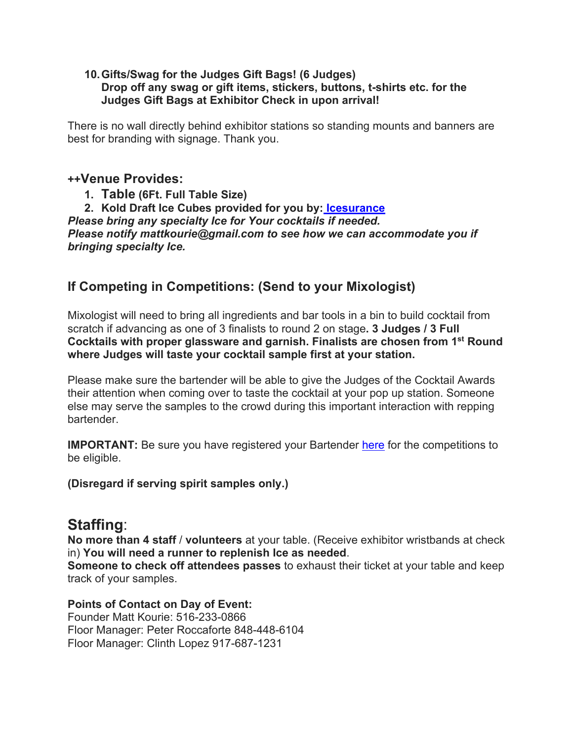10. **Gifts/Swag for the Judges Gift Bags! (6 Judges)**
    **Drop off any swag or gift items, stickers, buttons, t-shirts etc. for the Judges Gift Bags at Exhibitor Check in upon arrival!**

There is no wall directly behind exhibitor stations so standing mounts and banners are best for branding with signage. Thank you.

### ++Venue Provides:

1. **Table (6Ft. Full Table Size)**
2. **Kold Draft Ice Cubes provided for you by: Icesurance**

***Please bring any specialty Ice for Your cocktails if needed.***
***Please notify mattkourie@gmail.com to see how we can accommodate you if bringing specialty Ice.***

### If Competing in Competitions: (Send to your Mixologist)

Mixologist will need to bring all ingredients and bar tools in a bin to build cocktail from scratch if advancing as one of 3 finalists to round 2 on stage**. 3 Judges / 3 Full Cocktails with proper glassware and garnish. Finalists are chosen from 1st Round where Judges will taste your cocktail sample first at your station.**

Please make sure the bartender will be able to give the Judges of the Cocktail Awards their attention when coming over to taste the cocktail at your pop up station. Someone else may serve the samples to the crowd during this important interaction with repping bartender.

**IMPORTANT:** Be sure you have registered your Bartender here for the competitions to be eligible.

**(Disregard if serving spirit samples only.)**

## Staffing:

**No more than 4 staff** / **volunteers** at your table. (Receive exhibitor wristbands at check in) **You will need a runner to replenish Ice as needed**.
**Someone to check off attendees passes** to exhaust their ticket at your table and keep track of your samples.

**Points of Contact on Day of Event:**
Founder Matt Kourie: 516-233-0866
Floor Manager: Peter Roccaforte 848-448-6104
Floor Manager: Clinth Lopez 917-687-1231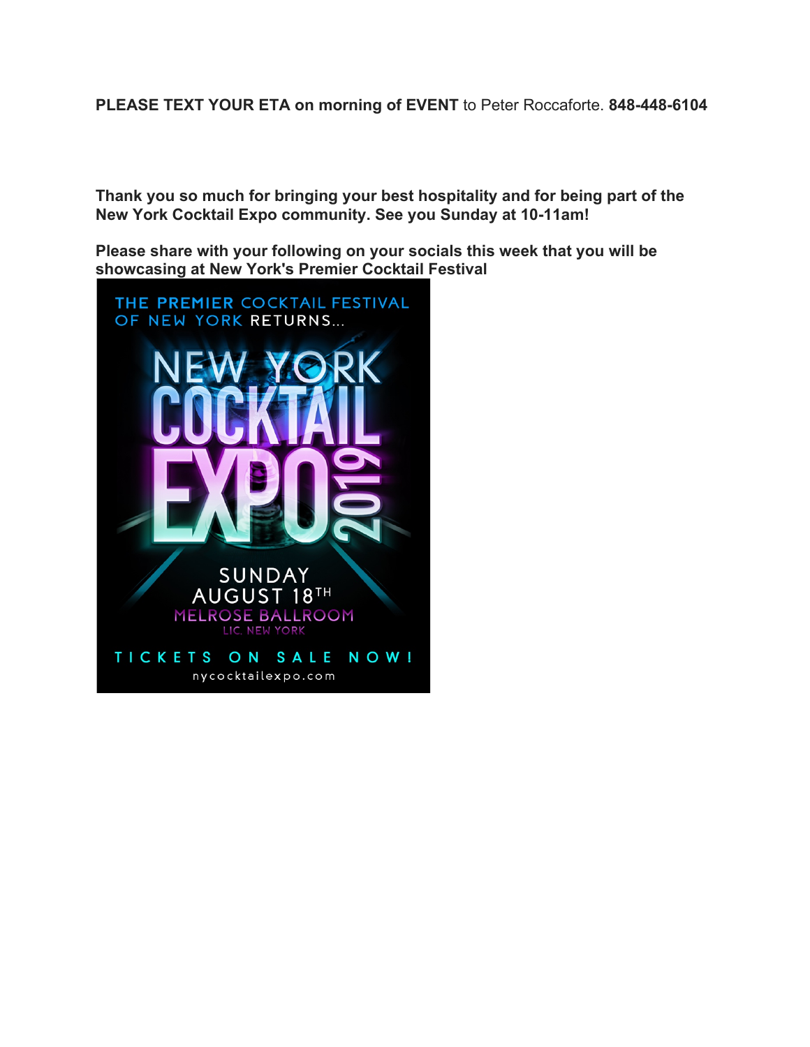**PLEASE TEXT YOUR ETA on morning of EVENT** to Peter Roccaforte. **848-448-6104**

**Thank you so much for bringing your best hospitality and for being part of the New York Cocktail Expo community. See you Sunday at 10-11am!**

**Please share with your following on your socials this week that you will be showcasing at New York's Premier Cocktail Festival**

THE PREMIER COCKTAIL FESTIVAL OF NEW YORK RETURNS...

NEW YORK COCKTAIL EXPO 2019

SUNDAY AUGUST 18TH

MELROSE BALLROOM

LIC, NEW YORK

TICKETS ON SALE NOW!

nycocktailexpo.com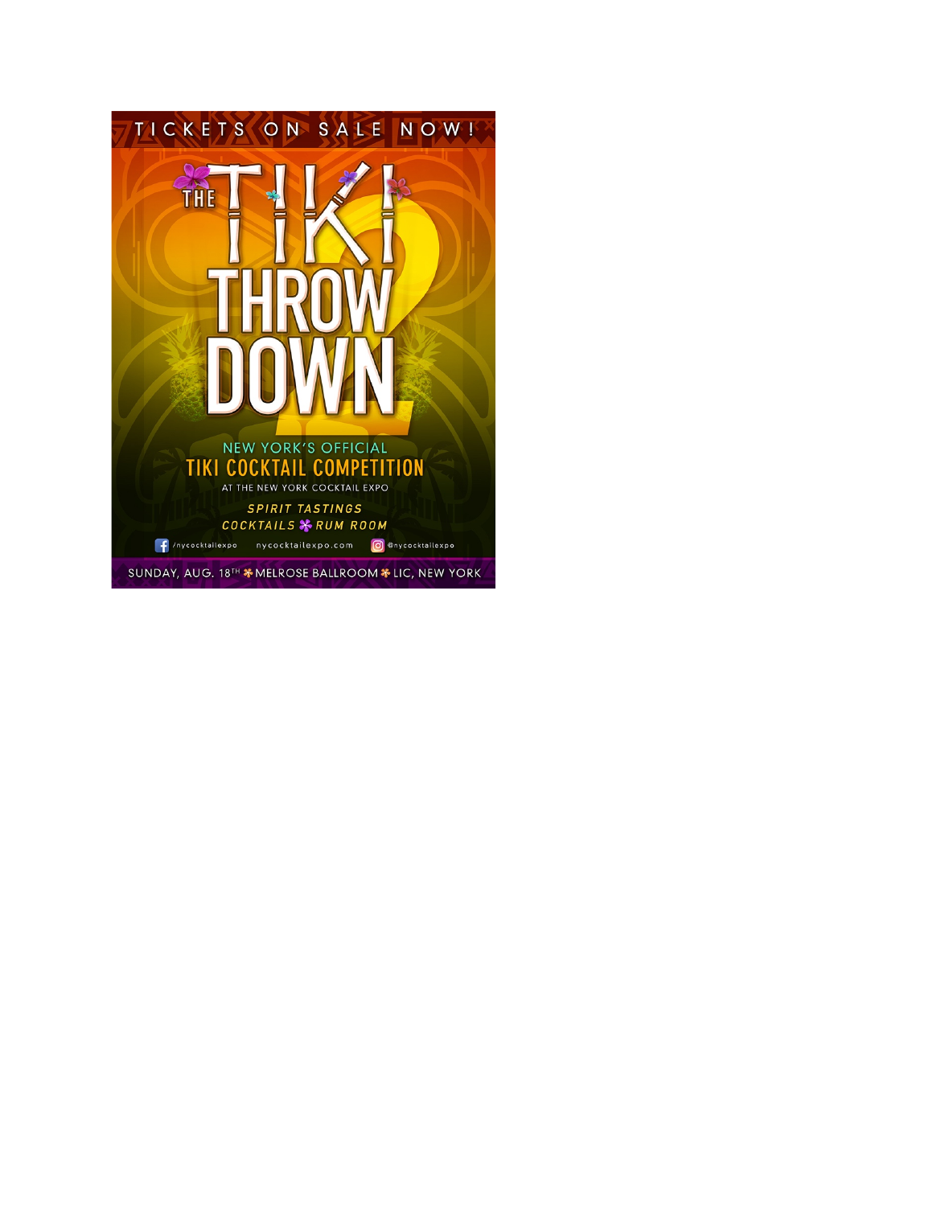TICKETS ON SALE NOW!

# THE TIKI THROW DOWN 2

NEW YORK'S OFFICIAL

## TIKI COCKTAIL COMPETITION

AT THE NEW YORK COCKTAIL EXPO

*SPIRIT TASTINGS*

*COCKTAILS ✽ RUM ROOM*

/nycocktailexpo nycocktailexpo.com @nycocktailexpo

SUNDAY, AUG. 18TH ✽ MELROSE BALLROOM ✽ LIC, NEW YORK